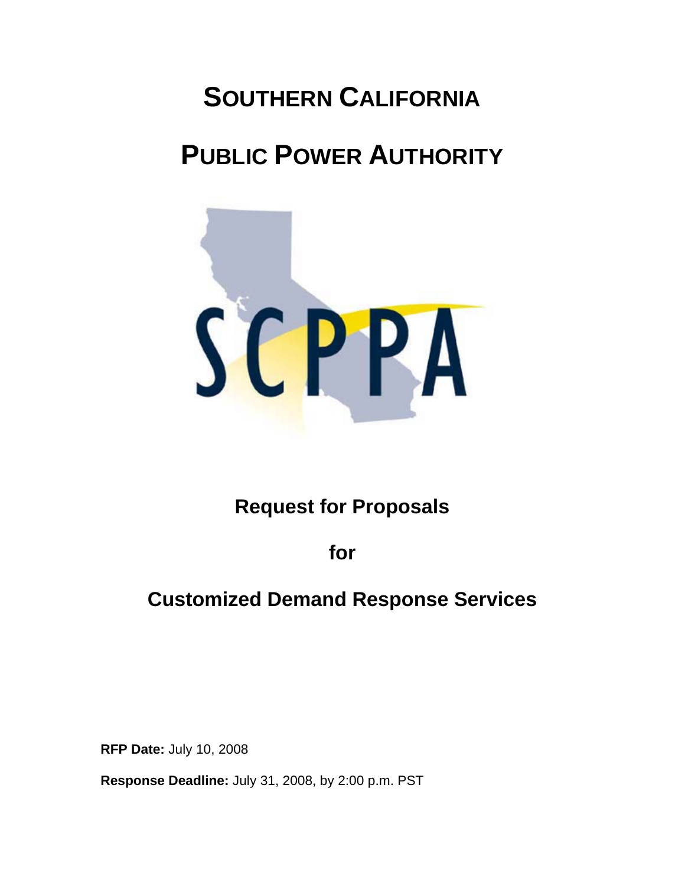# SOUTHERN CALIFORNIA

# PUBLIC POWER AUTHORITY

SCPPA

## Request for Proposals

## for

## Customized Demand Response Services

**RFP Date:** July 10, 2008

**Response Deadline:** July 31, 2008, by 2:00 p.m. PST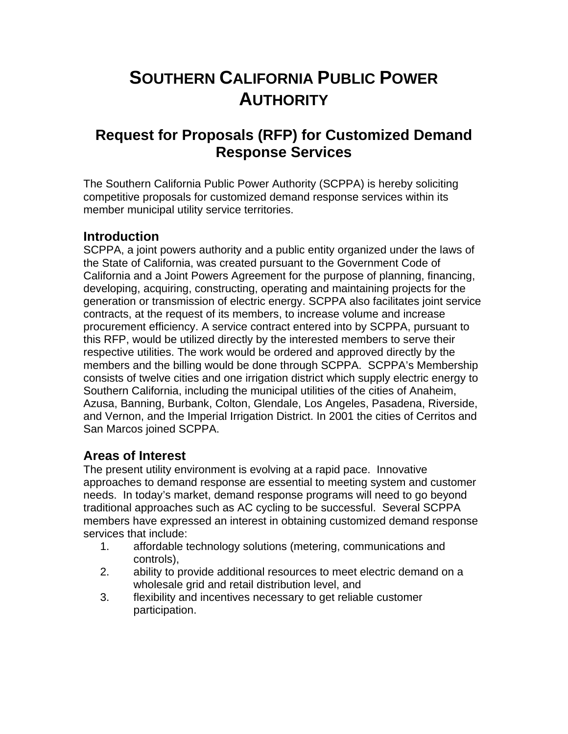# SOUTHERN CALIFORNIA PUBLIC POWER AUTHORITY

## Request for Proposals (RFP) for Customized Demand Response Services

The Southern California Public Power Authority (SCPPA) is hereby soliciting competitive proposals for customized demand response services within its member municipal utility service territories.

### Introduction

SCPPA, a joint powers authority and a public entity organized under the laws of the State of California, was created pursuant to the Government Code of California and a Joint Powers Agreement for the purpose of planning, financing, developing, acquiring, constructing, operating and maintaining projects for the generation or transmission of electric energy. SCPPA also facilitates joint service contracts, at the request of its members, to increase volume and increase procurement efficiency. A service contract entered into by SCPPA, pursuant to this RFP, would be utilized directly by the interested members to serve their respective utilities. The work would be ordered and approved directly by the members and the billing would be done through SCPPA. SCPPA's Membership consists of twelve cities and one irrigation district which supply electric energy to Southern California, including the municipal utilities of the cities of Anaheim, Azusa, Banning, Burbank, Colton, Glendale, Los Angeles, Pasadena, Riverside, and Vernon, and the Imperial Irrigation District. In 2001 the cities of Cerritos and San Marcos joined SCPPA.

### Areas of Interest

The present utility environment is evolving at a rapid pace. Innovative approaches to demand response are essential to meeting system and customer needs. In today's market, demand response programs will need to go beyond traditional approaches such as AC cycling to be successful. Several SCPPA members have expressed an interest in obtaining customized demand response services that include:

1. affordable technology solutions (metering, communications and controls),
2. ability to provide additional resources to meet electric demand on a wholesale grid and retail distribution level, and
3. flexibility and incentives necessary to get reliable customer participation.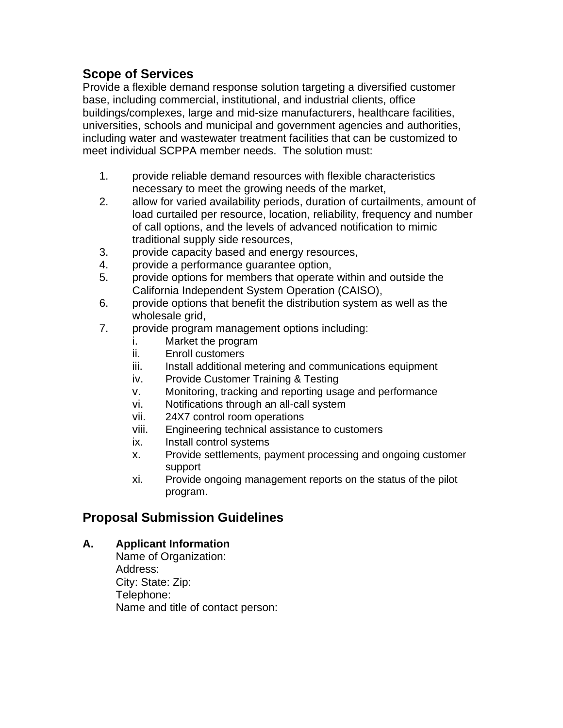## Scope of Services

Provide a flexible demand response solution targeting a diversified customer base, including commercial, institutional, and industrial clients, office buildings/complexes, large and mid-size manufacturers, healthcare facilities, universities, schools and municipal and government agencies and authorities, including water and wastewater treatment facilities that can be customized to meet individual SCPPA member needs. The solution must:

1. provide reliable demand resources with flexible characteristics necessary to meet the growing needs of the market,
2. allow for varied availability periods, duration of curtailments, amount of load curtailed per resource, location, reliability, frequency and number of call options, and the levels of advanced notification to mimic traditional supply side resources,
3. provide capacity based and energy resources,
4. provide a performance guarantee option,
5. provide options for members that operate within and outside the California Independent System Operation (CAISO),
6. provide options that benefit the distribution system as well as the wholesale grid,
7. provide program management options including:
   - i. Market the program
   - ii. Enroll customers
   - iii. Install additional metering and communications equipment
   - iv. Provide Customer Training & Testing
   - v. Monitoring, tracking and reporting usage and performance
   - vi. Notifications through an all-call system
   - vii. 24X7 control room operations
   - viii. Engineering technical assistance to customers
   - ix. Install control systems
   - x. Provide settlements, payment processing and ongoing customer support
   - xi. Provide ongoing management reports on the status of the pilot program.

## Proposal Submission Guidelines

**A. Applicant Information**

Name of Organization:
Address:
City: State: Zip:
Telephone:
Name and title of contact person: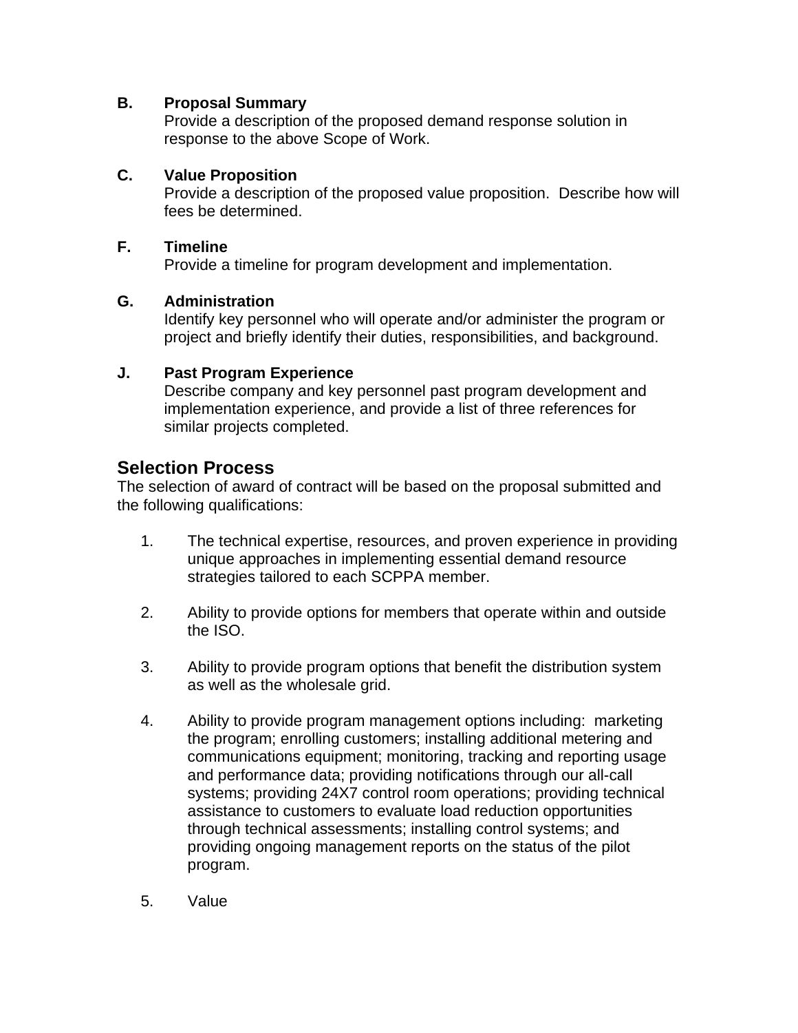**B. Proposal Summary**

Provide a description of the proposed demand response solution in response to the above Scope of Work.

**C. Value Proposition**

Provide a description of the proposed value proposition. Describe how will fees be determined.

**F. Timeline**

Provide a timeline for program development and implementation.

**G. Administration**

Identify key personnel who will operate and/or administer the program or project and briefly identify their duties, responsibilities, and background.

**J. Past Program Experience**

Describe company and key personnel past program development and implementation experience, and provide a list of three references for similar projects completed.

## Selection Process

The selection of award of contract will be based on the proposal submitted and the following qualifications:

1. The technical expertise, resources, and proven experience in providing unique approaches in implementing essential demand resource strategies tailored to each SCPPA member.

2. Ability to provide options for members that operate within and outside the ISO.

3. Ability to provide program options that benefit the distribution system as well as the wholesale grid.

4. Ability to provide program management options including: marketing the program; enrolling customers; installing additional metering and communications equipment; monitoring, tracking and reporting usage and performance data; providing notifications through our all-call systems; providing 24X7 control room operations; providing technical assistance to customers to evaluate load reduction opportunities through technical assessments; installing control systems; and providing ongoing management reports on the status of the pilot program.

5. Value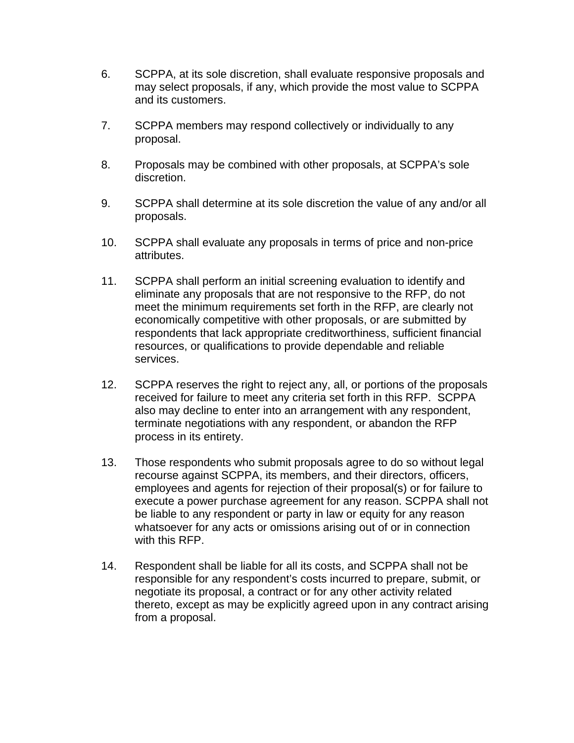6. SCPPA, at its sole discretion, shall evaluate responsive proposals and may select proposals, if any, which provide the most value to SCPPA and its customers.

7. SCPPA members may respond collectively or individually to any proposal.

8. Proposals may be combined with other proposals, at SCPPA's sole discretion.

9. SCPPA shall determine at its sole discretion the value of any and/or all proposals.

10. SCPPA shall evaluate any proposals in terms of price and non-price attributes.

11. SCPPA shall perform an initial screening evaluation to identify and eliminate any proposals that are not responsive to the RFP, do not meet the minimum requirements set forth in the RFP, are clearly not economically competitive with other proposals, or are submitted by respondents that lack appropriate creditworthiness, sufficient financial resources, or qualifications to provide dependable and reliable services.

12. SCPPA reserves the right to reject any, all, or portions of the proposals received for failure to meet any criteria set forth in this RFP. SCPPA also may decline to enter into an arrangement with any respondent, terminate negotiations with any respondent, or abandon the RFP process in its entirety.

13. Those respondents who submit proposals agree to do so without legal recourse against SCPPA, its members, and their directors, officers, employees and agents for rejection of their proposal(s) or for failure to execute a power purchase agreement for any reason. SCPPA shall not be liable to any respondent or party in law or equity for any reason whatsoever for any acts or omissions arising out of or in connection with this RFP.

14. Respondent shall be liable for all its costs, and SCPPA shall not be responsible for any respondent's costs incurred to prepare, submit, or negotiate its proposal, a contract or for any other activity related thereto, except as may be explicitly agreed upon in any contract arising from a proposal.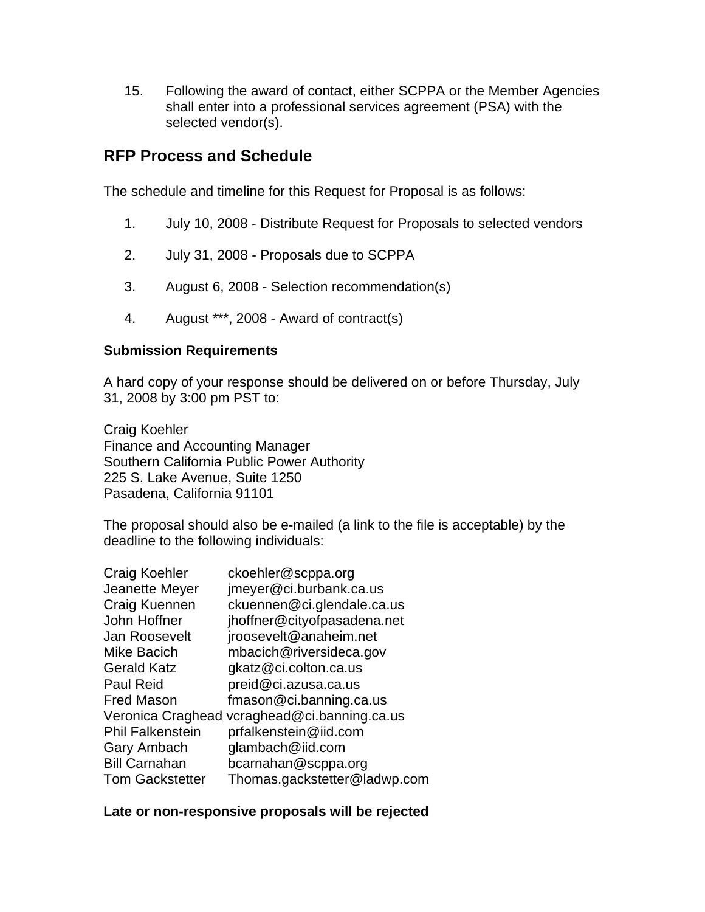15. Following the award of contact, either SCPPA or the Member Agencies shall enter into a professional services agreement (PSA) with the selected vendor(s).

## RFP Process and Schedule

The schedule and timeline for this Request for Proposal is as follows:

1. July 10, 2008 - Distribute Request for Proposals to selected vendors

2. July 31, 2008 - Proposals due to SCPPA

3. August 6, 2008 - Selection recommendation(s)

4. August ***, 2008 - Award of contract(s)

**Submission Requirements**

A hard copy of your response should be delivered on or before Thursday, July 31, 2008 by 3:00 pm PST to:

Craig Koehler
Finance and Accounting Manager
Southern California Public Power Authority
225 S. Lake Avenue, Suite 1250
Pasadena, California 91101

The proposal should also be e-mailed (a link to the file is acceptable) by the deadline to the following individuals:

| | |
|---|---|
| Craig Koehler | ckoehler@scppa.org |
| Jeanette Meyer | jmeyer@ci.burbank.ca.us |
| Craig Kuennen | ckuennen@ci.glendale.ca.us |
| John Hoffner | jhoffner@cityofpasadena.net |
| Jan Roosevelt | jroosevelt@anaheim.net |
| Mike Bacich | mbacich@riversideca.gov |
| Gerald Katz | gkatz@ci.colton.ca.us |
| Paul Reid | preid@ci.azusa.ca.us |
| Fred Mason | fmason@ci.banning.ca.us |
| Veronica Craghead | vcraghead@ci.banning.ca.us |
| Phil Falkenstein | prfalkenstein@iid.com |
| Gary Ambach | glambach@iid.com |
| Bill Carnahan | bcarnahan@scppa.org |
| Tom Gackstetter | Thomas.gackstetter@ladwp.com |

**Late or non-responsive proposals will be rejected**